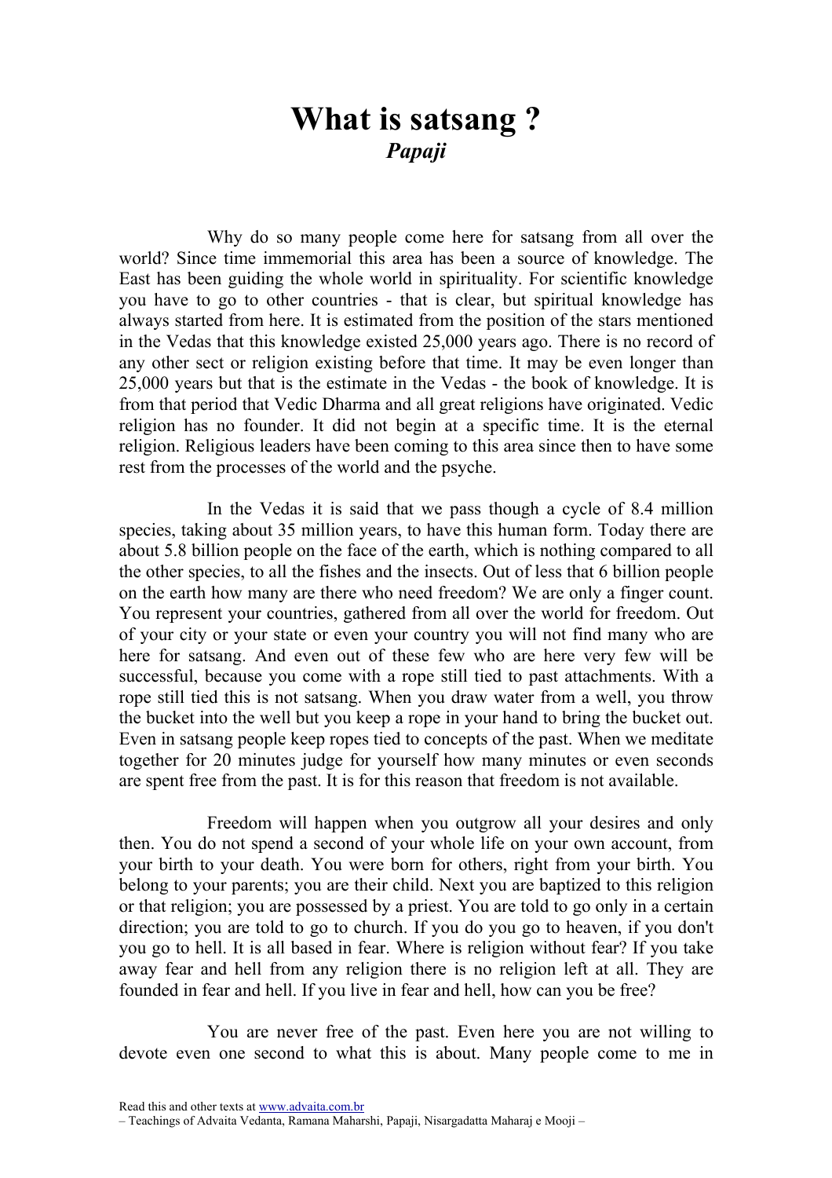# What is satsang ?

***Papaji***

Why do so many people come here for satsang from all over the world? Since time immemorial this area has been a source of knowledge. The East has been guiding the whole world in spirituality. For scientific knowledge you have to go to other countries - that is clear, but spiritual knowledge has always started from here. It is estimated from the position of the stars mentioned in the Vedas that this knowledge existed 25,000 years ago. There is no record of any other sect or religion existing before that time. It may be even longer than 25,000 years but that is the estimate in the Vedas - the book of knowledge. It is from that period that Vedic Dharma and all great religions have originated. Vedic religion has no founder. It did not begin at a specific time. It is the eternal religion. Religious leaders have been coming to this area since then to have some rest from the processes of the world and the psyche.

In the Vedas it is said that we pass though a cycle of 8.4 million species, taking about 35 million years, to have this human form. Today there are about 5.8 billion people on the face of the earth, which is nothing compared to all the other species, to all the fishes and the insects. Out of less that 6 billion people on the earth how many are there who need freedom? We are only a finger count. You represent your countries, gathered from all over the world for freedom. Out of your city or your state or even your country you will not find many who are here for satsang. And even out of these few who are here very few will be successful, because you come with a rope still tied to past attachments. With a rope still tied this is not satsang. When you draw water from a well, you throw the bucket into the well but you keep a rope in your hand to bring the bucket out. Even in satsang people keep ropes tied to concepts of the past. When we meditate together for 20 minutes judge for yourself how many minutes or even seconds are spent free from the past. It is for this reason that freedom is not available.

Freedom will happen when you outgrow all your desires and only then. You do not spend a second of your whole life on your own account, from your birth to your death. You were born for others, right from your birth. You belong to your parents; you are their child. Next you are baptized to this religion or that religion; you are possessed by a priest. You are told to go only in a certain direction; you are told to go to church. If you do you go to heaven, if you don't you go to hell. It is all based in fear. Where is religion without fear? If you take away fear and hell from any religion there is no religion left at all. They are founded in fear and hell. If you live in fear and hell, how can you be free?

You are never free of the past. Even here you are not willing to devote even one second to what this is about. Many people come to me in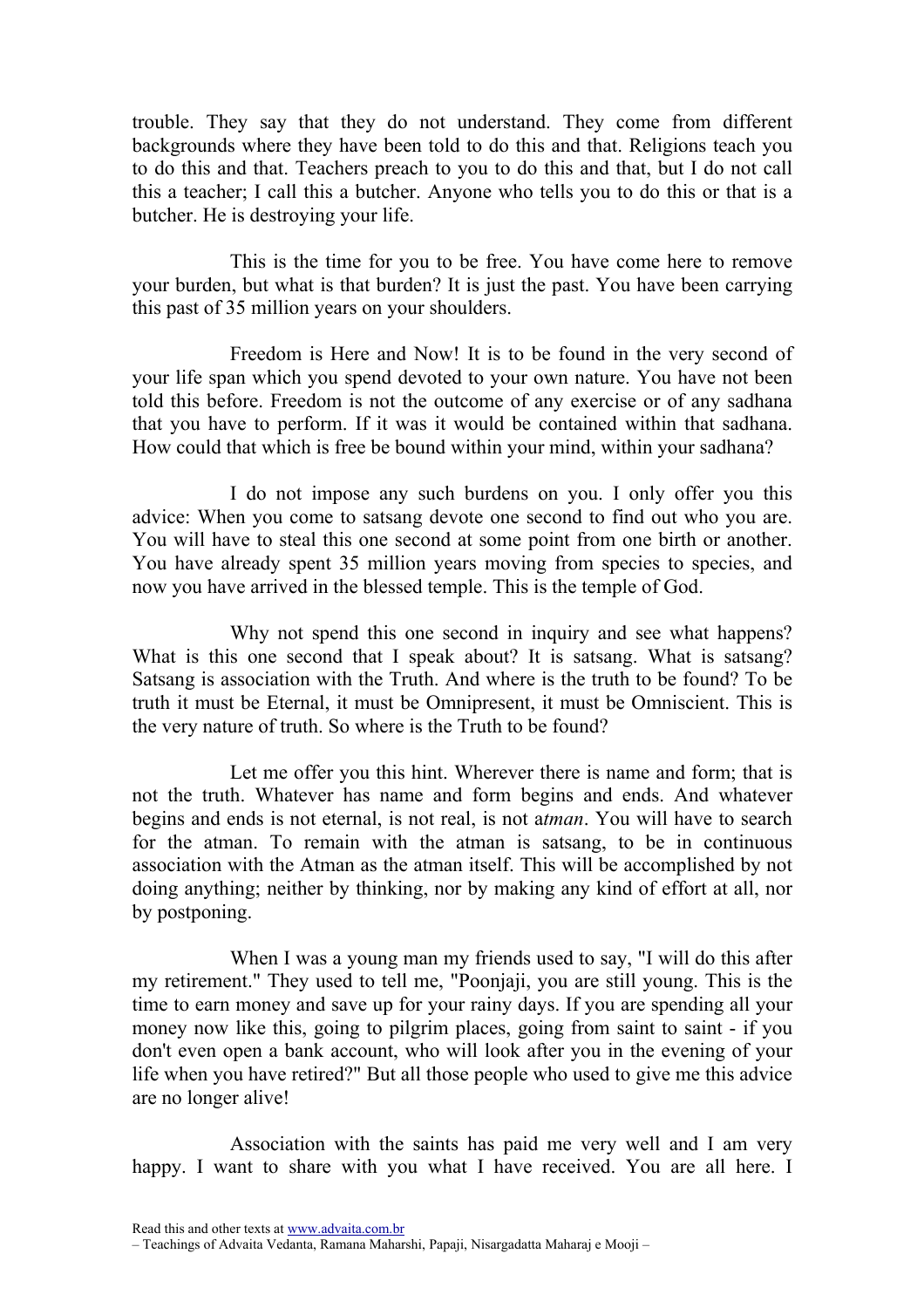trouble. They say that they do not understand. They come from different backgrounds where they have been told to do this and that. Religions teach you to do this and that. Teachers preach to you to do this and that, but I do not call this a teacher; I call this a butcher. Anyone who tells you to do this or that is a butcher. He is destroying your life.

This is the time for you to be free. You have come here to remove your burden, but what is that burden? It is just the past. You have been carrying this past of 35 million years on your shoulders.

Freedom is Here and Now! It is to be found in the very second of your life span which you spend devoted to your own nature. You have not been told this before. Freedom is not the outcome of any exercise or of any sadhana that you have to perform. If it was it would be contained within that sadhana. How could that which is free be bound within your mind, within your sadhana?

I do not impose any such burdens on you. I only offer you this advice: When you come to satsang devote one second to find out who you are. You will have to steal this one second at some point from one birth or another. You have already spent 35 million years moving from species to species, and now you have arrived in the blessed temple. This is the temple of God.

Why not spend this one second in inquiry and see what happens? What is this one second that I speak about? It is satsang. What is satsang? Satsang is association with the Truth. And where is the truth to be found? To be truth it must be Eternal, it must be Omnipresent, it must be Omniscient. This is the very nature of truth. So where is the Truth to be found?

Let me offer you this hint. Wherever there is name and form; that is not the truth. Whatever has name and form begins and ends. And whatever begins and ends is not eternal, is not real, is not a*tman*. You will have to search for the atman. To remain with the atman is satsang, to be in continuous association with the Atman as the atman itself. This will be accomplished by not doing anything; neither by thinking, nor by making any kind of effort at all, nor by postponing.

When I was a young man my friends used to say, "I will do this after my retirement." They used to tell me, "Poonjaji, you are still young. This is the time to earn money and save up for your rainy days. If you are spending all your money now like this, going to pilgrim places, going from saint to saint - if you don't even open a bank account, who will look after you in the evening of your life when you have retired?" But all those people who used to give me this advice are no longer alive!

Association with the saints has paid me very well and I am very happy. I want to share with you what I have received. You are all here. I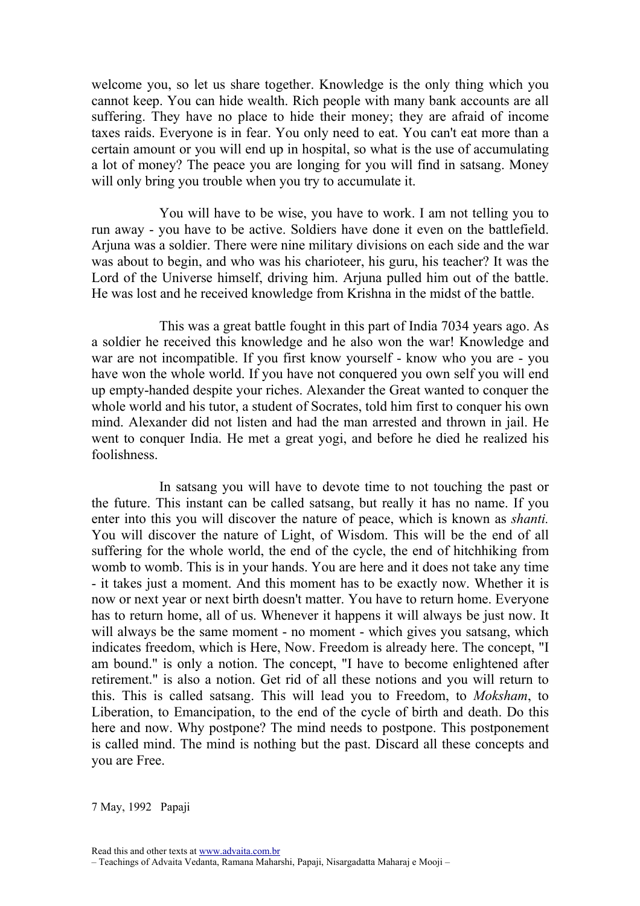welcome you, so let us share together. Knowledge is the only thing which you cannot keep. You can hide wealth. Rich people with many bank accounts are all suffering. They have no place to hide their money; they are afraid of income taxes raids. Everyone is in fear. You only need to eat. You can't eat more than a certain amount or you will end up in hospital, so what is the use of accumulating a lot of money? The peace you are longing for you will find in satsang. Money will only bring you trouble when you try to accumulate it.

You will have to be wise, you have to work. I am not telling you to run away - you have to be active. Soldiers have done it even on the battlefield. Arjuna was a soldier. There were nine military divisions on each side and the war was about to begin, and who was his charioteer, his guru, his teacher? It was the Lord of the Universe himself, driving him. Arjuna pulled him out of the battle. He was lost and he received knowledge from Krishna in the midst of the battle.

This was a great battle fought in this part of India 7034 years ago. As a soldier he received this knowledge and he also won the war! Knowledge and war are not incompatible. If you first know yourself - know who you are - you have won the whole world. If you have not conquered you own self you will end up empty-handed despite your riches. Alexander the Great wanted to conquer the whole world and his tutor, a student of Socrates, told him first to conquer his own mind. Alexander did not listen and had the man arrested and thrown in jail. He went to conquer India. He met a great yogi, and before he died he realized his foolishness.

In satsang you will have to devote time to not touching the past or the future. This instant can be called satsang, but really it has no name. If you enter into this you will discover the nature of peace, which is known as *shanti.* You will discover the nature of Light, of Wisdom. This will be the end of all suffering for the whole world, the end of the cycle, the end of hitchhiking from womb to womb. This is in your hands. You are here and it does not take any time - it takes just a moment. And this moment has to be exactly now. Whether it is now or next year or next birth doesn't matter. You have to return home. Everyone has to return home, all of us. Whenever it happens it will always be just now. It will always be the same moment - no moment - which gives you satsang, which indicates freedom, which is Here, Now. Freedom is already here. The concept, "I am bound." is only a notion. The concept, "I have to become enlightened after retirement." is also a notion. Get rid of all these notions and you will return to this. This is called satsang. This will lead you to Freedom, to *Moksham*, to Liberation, to Emancipation, to the end of the cycle of birth and death. Do this here and now. Why postpone? The mind needs to postpone. This postponement is called mind. The mind is nothing but the past. Discard all these concepts and you are Free.

7 May, 1992 Papaji

Read this and other texts at www.advaita.com.br

– Teachings of Advaita Vedanta, Ramana Maharshi, Papaji, Nisargadatta Maharaj e Mooji –